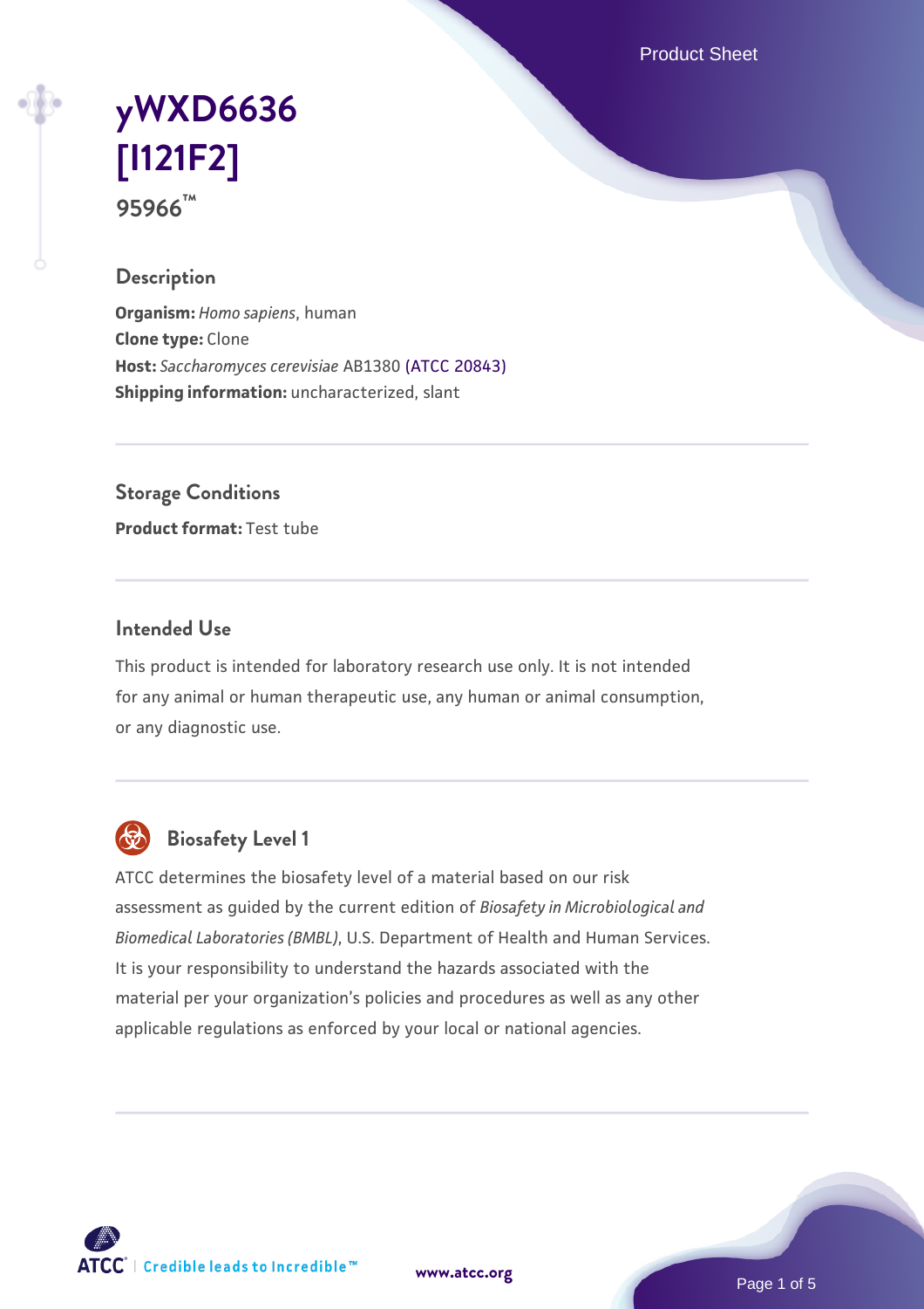# yWXD6636 [I121F2]

95966™

## Description

**Organism:** *Homo sapiens*, human
**Clone type:** Clone
**Host:** *Saccharomyces cerevisiae* AB1380 (ATCC 20843)
**Shipping information:** uncharacterized, slant

## Storage Conditions

**Product format:** Test tube

## Intended Use

This product is intended for laboratory research use only. It is not intended for any animal or human therapeutic use, any human or animal consumption, or any diagnostic use.

## Biosafety Level 1

ATCC determines the biosafety level of a material based on our risk assessment as guided by the current edition of *Biosafety in Microbiological and Biomedical Laboratories (BMBL)*, U.S. Department of Health and Human Services. It is your responsibility to understand the hazards associated with the material per your organization's policies and procedures as well as any other applicable regulations as enforced by your local or national agencies.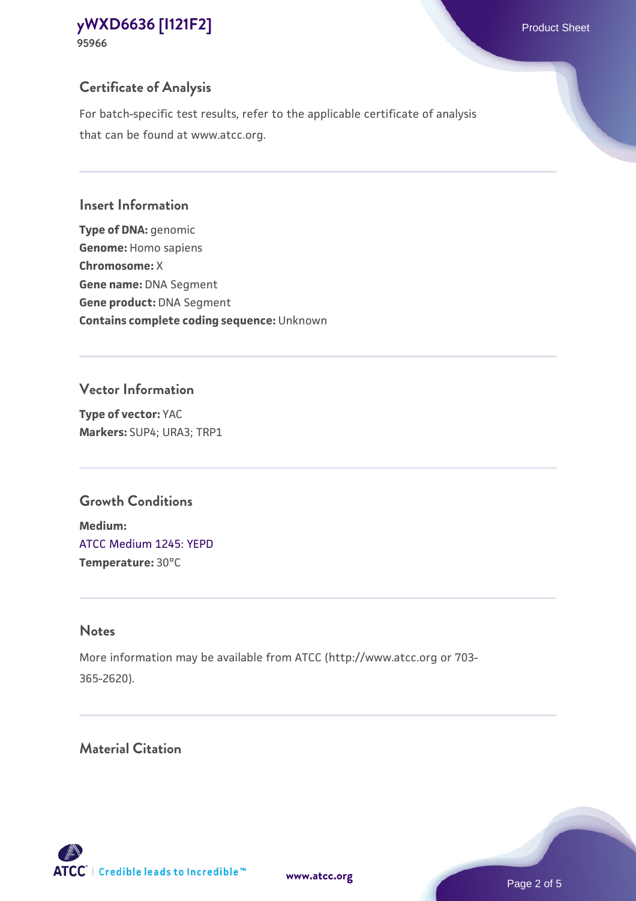## Certificate of Analysis

For batch-specific test results, refer to the applicable certificate of analysis that can be found at www.atcc.org.

## Insert Information

**Type of DNA:** genomic
**Genome:** Homo sapiens
**Chromosome:** X
**Gene name:** DNA Segment
**Gene product:** DNA Segment
**Contains complete coding sequence:** Unknown

## Vector Information

**Type of vector:** YAC
**Markers:** SUP4; URA3; TRP1

## Growth Conditions

**Medium:**
ATCC Medium 1245: YEPD
**Temperature:** 30°C

## Notes

More information may be available from ATCC (http://www.atcc.org or 703-365-2620).

## Material Citation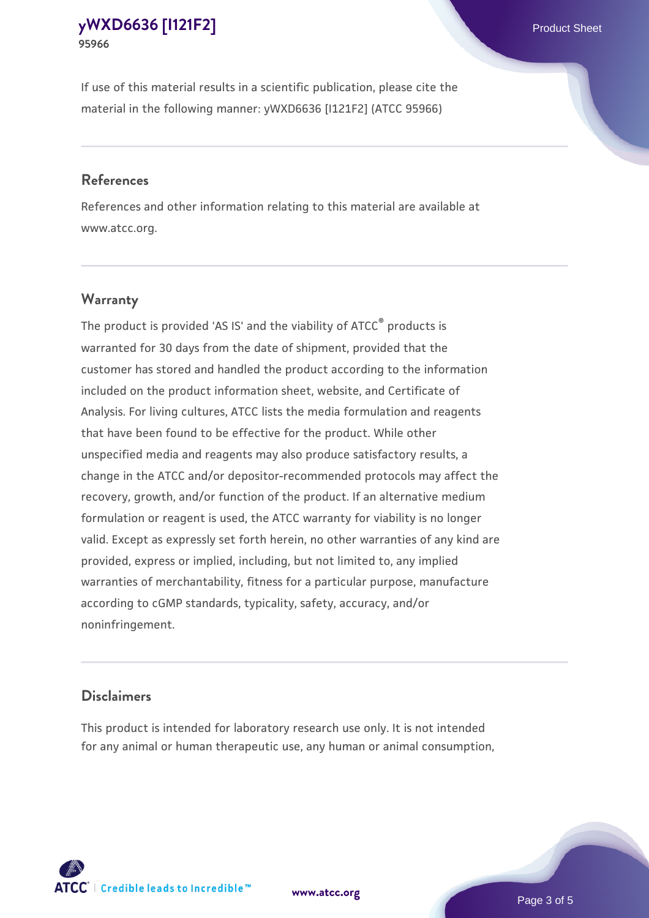If use of this material results in a scientific publication, please cite the material in the following manner: yWXD6636 [I121F2] (ATCC 95966)

## References

References and other information relating to this material are available at www.atcc.org.

## Warranty

The product is provided 'AS IS' and the viability of ATCC® products is warranted for 30 days from the date of shipment, provided that the customer has stored and handled the product according to the information included on the product information sheet, website, and Certificate of Analysis. For living cultures, ATCC lists the media formulation and reagents that have been found to be effective for the product. While other unspecified media and reagents may also produce satisfactory results, a change in the ATCC and/or depositor-recommended protocols may affect the recovery, growth, and/or function of the product. If an alternative medium formulation or reagent is used, the ATCC warranty for viability is no longer valid. Except as expressly set forth herein, no other warranties of any kind are provided, express or implied, including, but not limited to, any implied warranties of merchantability, fitness for a particular purpose, manufacture according to cGMP standards, typicality, safety, accuracy, and/or noninfringement.

## Disclaimers

This product is intended for laboratory research use only. It is not intended for any animal or human therapeutic use, any human or animal consumption,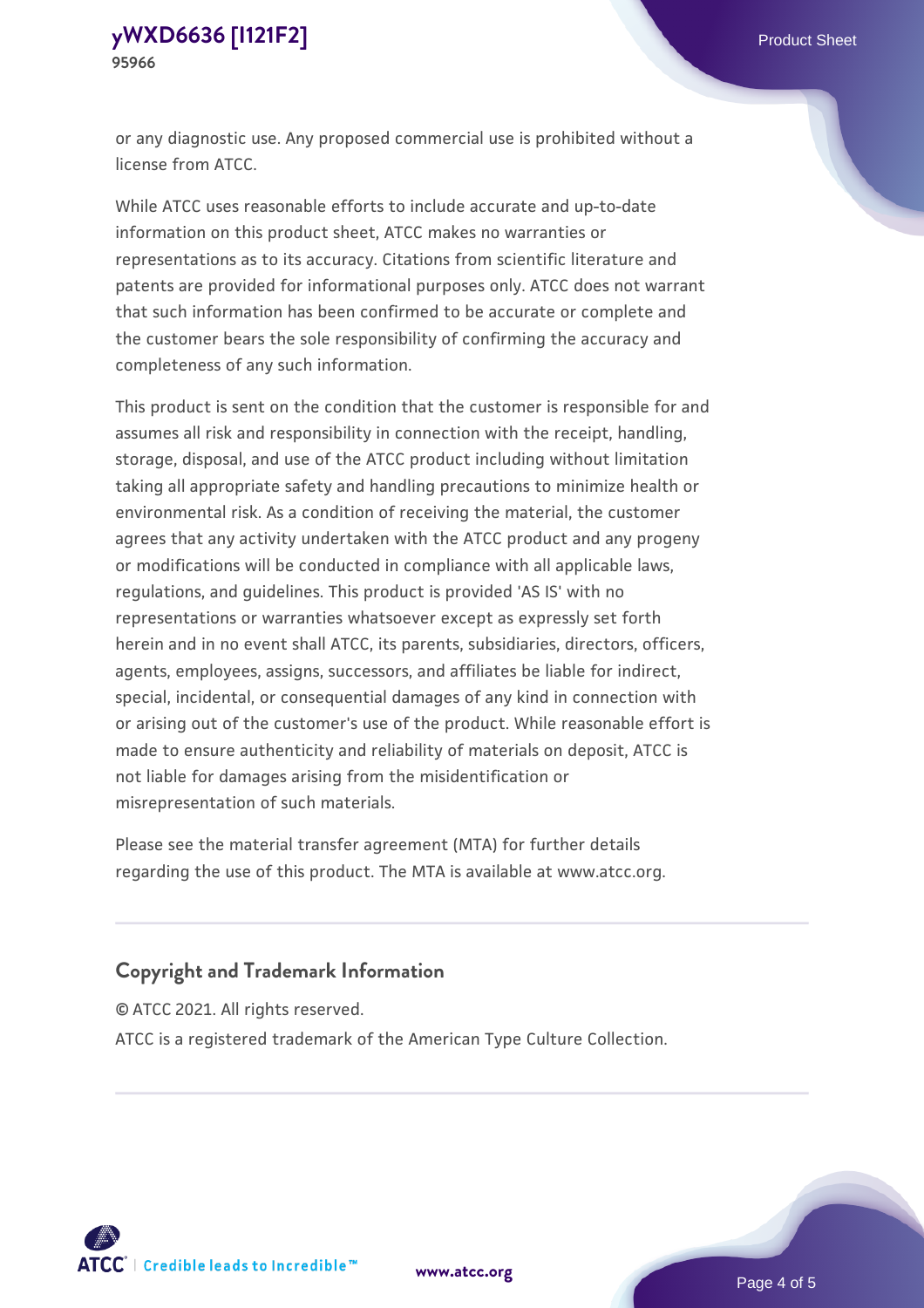or any diagnostic use. Any proposed commercial use is prohibited without a license from ATCC.

While ATCC uses reasonable efforts to include accurate and up-to-date information on this product sheet, ATCC makes no warranties or representations as to its accuracy. Citations from scientific literature and patents are provided for informational purposes only. ATCC does not warrant that such information has been confirmed to be accurate or complete and the customer bears the sole responsibility of confirming the accuracy and completeness of any such information.

This product is sent on the condition that the customer is responsible for and assumes all risk and responsibility in connection with the receipt, handling, storage, disposal, and use of the ATCC product including without limitation taking all appropriate safety and handling precautions to minimize health or environmental risk. As a condition of receiving the material, the customer agrees that any activity undertaken with the ATCC product and any progeny or modifications will be conducted in compliance with all applicable laws, regulations, and guidelines. This product is provided 'AS IS' with no representations or warranties whatsoever except as expressly set forth herein and in no event shall ATCC, its parents, subsidiaries, directors, officers, agents, employees, assigns, successors, and affiliates be liable for indirect, special, incidental, or consequential damages of any kind in connection with or arising out of the customer's use of the product. While reasonable effort is made to ensure authenticity and reliability of materials on deposit, ATCC is not liable for damages arising from the misidentification or misrepresentation of such materials.

Please see the material transfer agreement (MTA) for further details regarding the use of this product. The MTA is available at www.atcc.org.

## Copyright and Trademark Information

© ATCC 2021. All rights reserved.

ATCC is a registered trademark of the American Type Culture Collection.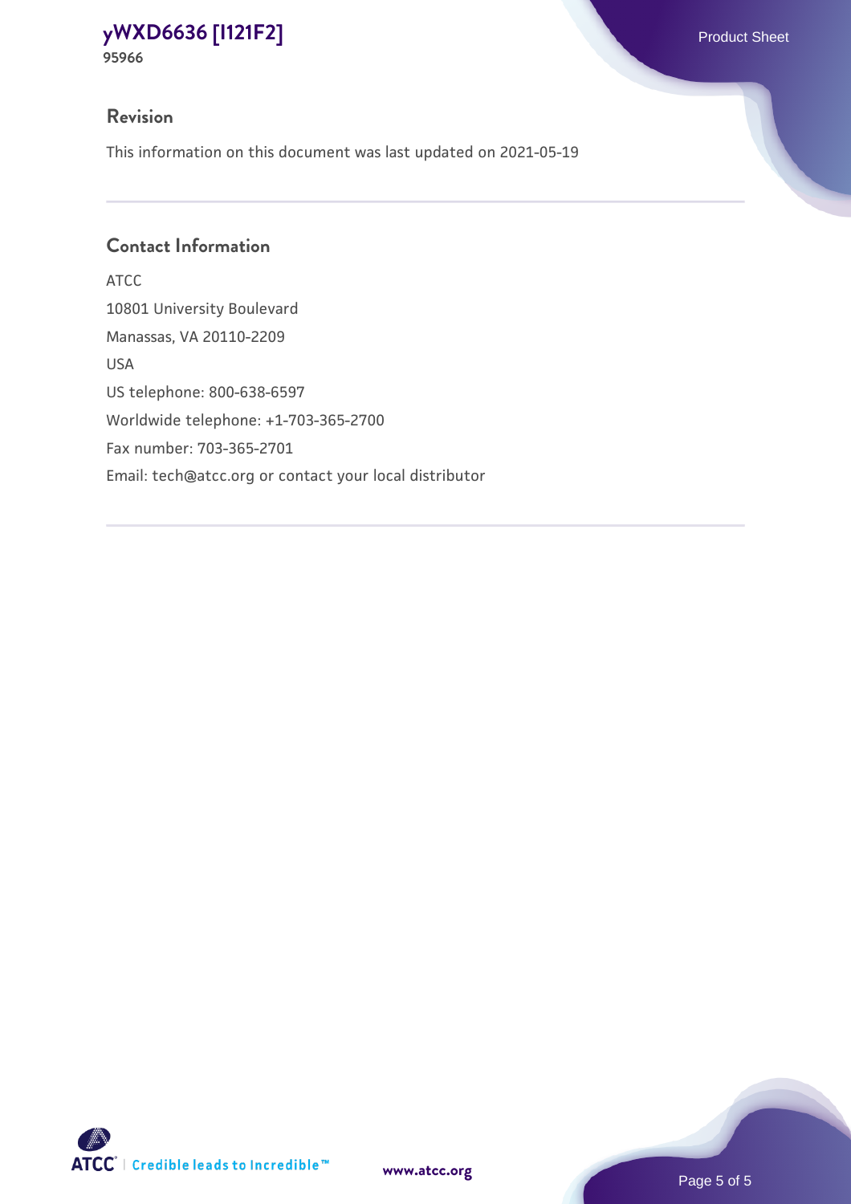## Revision

This information on this document was last updated on 2021-05-19

## Contact Information

ATCC
10801 University Boulevard
Manassas, VA 20110-2209
USA
US telephone: 800-638-6597
Worldwide telephone: +1-703-365-2700
Fax number: 703-365-2701
Email: tech@atcc.org or contact your local distributor